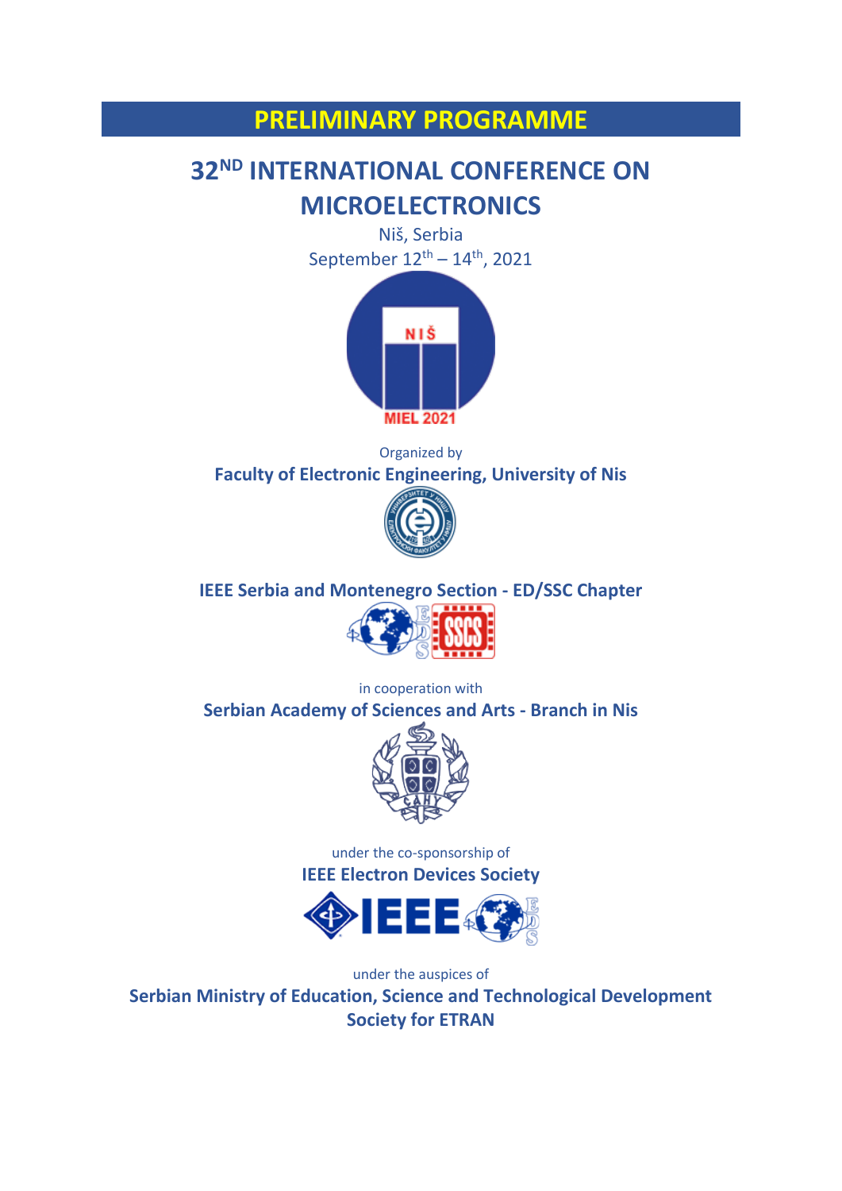# PRELIMINARY PROGRAMME

## 32ND INTERNATIONAL CONFERENCE ON MICROELECTRONICS

Niš, Serbia

September 12th – 14th, 2021

Organized by

**Faculty of Electronic Engineering, University of Nis**

**IEEE Serbia and Montenegro Section - ED/SSC Chapter**

in cooperation with

**Serbian Academy of Sciences and Arts - Branch in Nis**

under the co-sponsorship of

**IEEE Electron Devices Society**

under the auspices of

**Serbian Ministry of Education, Science and Technological Development**

**Society for ETRAN**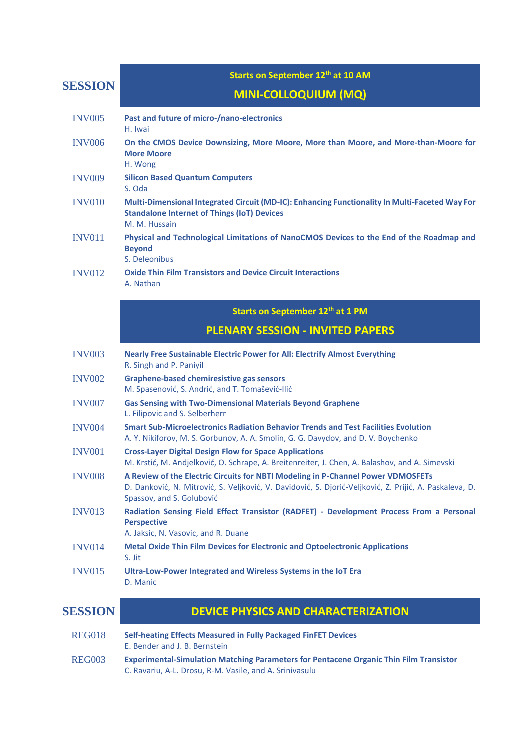**SESSION**

Starts on September 12th at 10 AM

## MINI-COLLOQUIUM (MQ)

INV005 **Past and future of micro-/nano-electronics**
H. Iwai

INV006 **On the CMOS Device Downsizing, More Moore, More than Moore, and More-than-Moore for More Moore**
H. Wong

INV009 **Silicon Based Quantum Computers**
S. Oda

INV010 **Multi-Dimensional Integrated Circuit (MD-IC): Enhancing Functionality In Multi-Faceted Way For Standalone Internet of Things (IoT) Devices**
M. M. Hussain

INV011 **Physical and Technological Limitations of NanoCMOS Devices to the End of the Roadmap and Beyond**
S. Deleonibus

INV012 **Oxide Thin Film Transistors and Device Circuit Interactions**
A. Nathan

Starts on September 12th at 1 PM

## PLENARY SESSION - INVITED PAPERS

INV003 **Nearly Free Sustainable Electric Power for All: Electrify Almost Everything**
R. Singh and P. Paniyil

INV002 **Graphene-based chemiresistive gas sensors**
M. Spasenović, S. Andrić, and T. Tomašević-Ilić

INV007 **Gas Sensing with Two-Dimensional Materials Beyond Graphene**
L. Filipovic and S. Selberherr

INV004 **Smart Sub-Microelectronics Radiation Behavior Trends and Test Facilities Evolution**
A. Y. Nikiforov, M. S. Gorbunov, A. A. Smolin, G. G. Davydov, and D. V. Boychenko

INV001 **Cross-Layer Digital Design Flow for Space Applications**
M. Krstić, M. Andjelković, O. Schrape, A. Breitenreiter, J. Chen, A. Balashov, and A. Simevski

INV008 **A Review of the Electric Circuits for NBTI Modeling in P-Channel Power VDMOSFETs**
D. Danković, N. Mitrović, S. Veljković, V. Davidović, S. Djorić-Veljković, Z. Prijić, A. Paskaleva, D. Spassov, and S. Golubović

INV013 **Radiation Sensing Field Effect Transistor (RADFET) - Development Process From a Personal Perspective**
A. Jaksic, N. Vasovic, and R. Duane

INV014 **Metal Oxide Thin Film Devices for Electronic and Optoelectronic Applications**
S. Jit

INV015 **Ultra-Low-Power Integrated and Wireless Systems in the IoT Era**
D. Manic

**SESSION**

## DEVICE PHYSICS AND CHARACTERIZATION

REG018 **Self-heating Effects Measured in Fully Packaged FinFET Devices**
E. Bender and J. B. Bernstein

REG003 **Experimental-Simulation Matching Parameters for Pentacene Organic Thin Film Transistor**
C. Ravariu, A-L. Drosu, R-M. Vasile, and A. Srinivasulu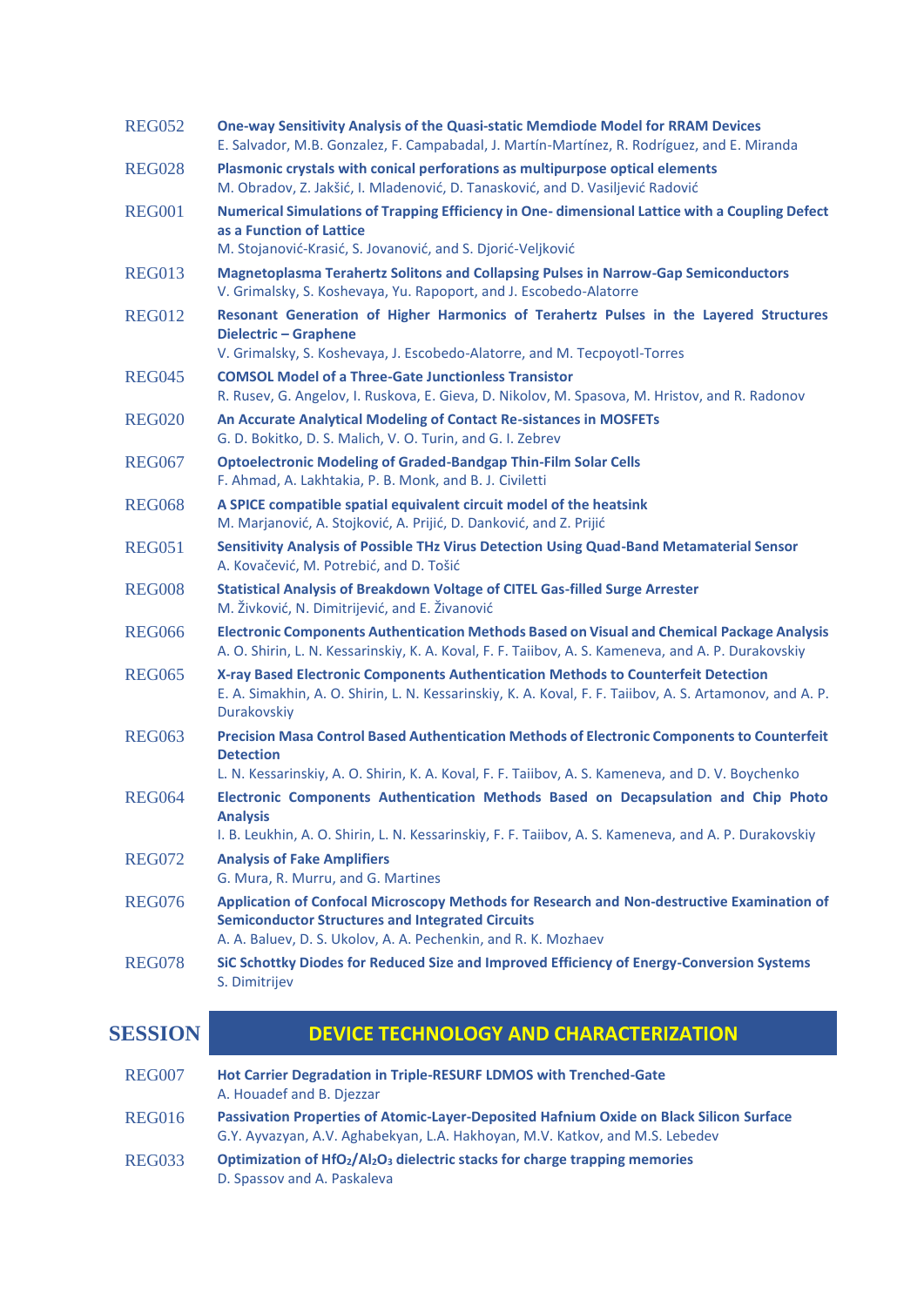REG052 **One-way Sensitivity Analysis of the Quasi-static Memdiode Model for RRAM Devices**
E. Salvador, M.B. Gonzalez, F. Campabadal, J. Martín-Martínez, R. Rodríguez, and E. Miranda

REG028 **Plasmonic crystals with conical perforations as multipurpose optical elements**
M. Obradov, Z. Jakšić, I. Mladenović, D. Tanasković, and D. Vasiljević Radović

REG001 **Numerical Simulations of Trapping Efficiency in One- dimensional Lattice with a Coupling Defect as a Function of Lattice**
M. Stojanović-Krasić, S. Jovanović, and S. Djorić-Veljković

REG013 **Magnetoplasma Terahertz Solitons and Collapsing Pulses in Narrow-Gap Semiconductors**
V. Grimalsky, S. Koshevaya, Yu. Rapoport, and J. Escobedo-Alatorre

REG012 **Resonant Generation of Higher Harmonics of Terahertz Pulses in the Layered Structures Dielectric – Graphene**
V. Grimalsky, S. Koshevaya, J. Escobedo-Alatorre, and M. Tecpoyotl-Torres

REG045 **COMSOL Model of a Three-Gate Junctionless Transistor**
R. Rusev, G. Angelov, I. Ruskova, E. Gieva, D. Nikolov, M. Spasova, M. Hristov, and R. Radonov

REG020 **An Accurate Analytical Modeling of Contact Re-sistances in MOSFETs**
G. D. Bokitko, D. S. Malich, V. O. Turin, and G. I. Zebrev

REG067 **Optoelectronic Modeling of Graded-Bandgap Thin-Film Solar Cells**
F. Ahmad, A. Lakhtakia, P. B. Monk, and B. J. Civiletti

REG068 **A SPICE compatible spatial equivalent circuit model of the heatsink**
M. Marjanović, A. Stojković, A. Prijić, D. Danković, and Z. Prijić

REG051 **Sensitivity Analysis of Possible THz Virus Detection Using Quad-Band Metamaterial Sensor**
A. Kovačević, M. Potrebić, and D. Tošić

REG008 **Statistical Analysis of Breakdown Voltage of CITEL Gas-filled Surge Arrester**
M. Živković, N. Dimitrijević, and E. Živanović

REG066 **Electronic Components Authentication Methods Based on Visual and Chemical Package Analysis**
A. O. Shirin, L. N. Kessarinskiy, K. A. Koval, F. F. Taiibov, A. S. Kameneva, and A. P. Durakovskiy

REG065 **X-ray Based Electronic Components Authentication Methods to Counterfeit Detection**
E. A. Simakhin, A. O. Shirin, L. N. Kessarinskiy, K. A. Koval, F. F. Taiibov, A. S. Artamonov, and A. P. Durakovskiy

REG063 **Precision Masa Control Based Authentication Methods of Electronic Components to Counterfeit Detection**
L. N. Kessarinskiy, A. O. Shirin, K. A. Koval, F. F. Taiibov, A. S. Kameneva, and D. V. Boychenko

REG064 **Electronic Components Authentication Methods Based on Decapsulation and Chip Photo Analysis**
I. B. Leukhin, A. O. Shirin, L. N. Kessarinskiy, F. F. Taiibov, A. S. Kameneva, and A. P. Durakovskiy

REG072 **Analysis of Fake Amplifiers**
G. Mura, R. Murru, and G. Martines

REG076 **Application of Confocal Microscopy Methods for Research and Non-destructive Examination of Semiconductor Structures and Integrated Circuits**
A. A. Baluev, D. S. Ukolov, A. A. Pechenkin, and R. K. Mozhaev

REG078 **SiC Schottky Diodes for Reduced Size and Improved Efficiency of Energy-Conversion Systems**
S. Dimitrijev

## SESSION DEVICE TECHNOLOGY AND CHARACTERIZATION

REG007 **Hot Carrier Degradation in Triple-RESURF LDMOS with Trenched-Gate**
A. Houadef and B. Djezzar

REG016 **Passivation Properties of Atomic-Layer-Deposited Hafnium Oxide on Black Silicon Surface**
G.Y. Ayvazyan, A.V. Aghabekyan, L.A. Hakhoyan, M.V. Katkov, and M.S. Lebedev

REG033 **Optimization of $HfO_2/Al_2O_3$ dielectric stacks for charge trapping memories**
D. Spassov and A. Paskaleva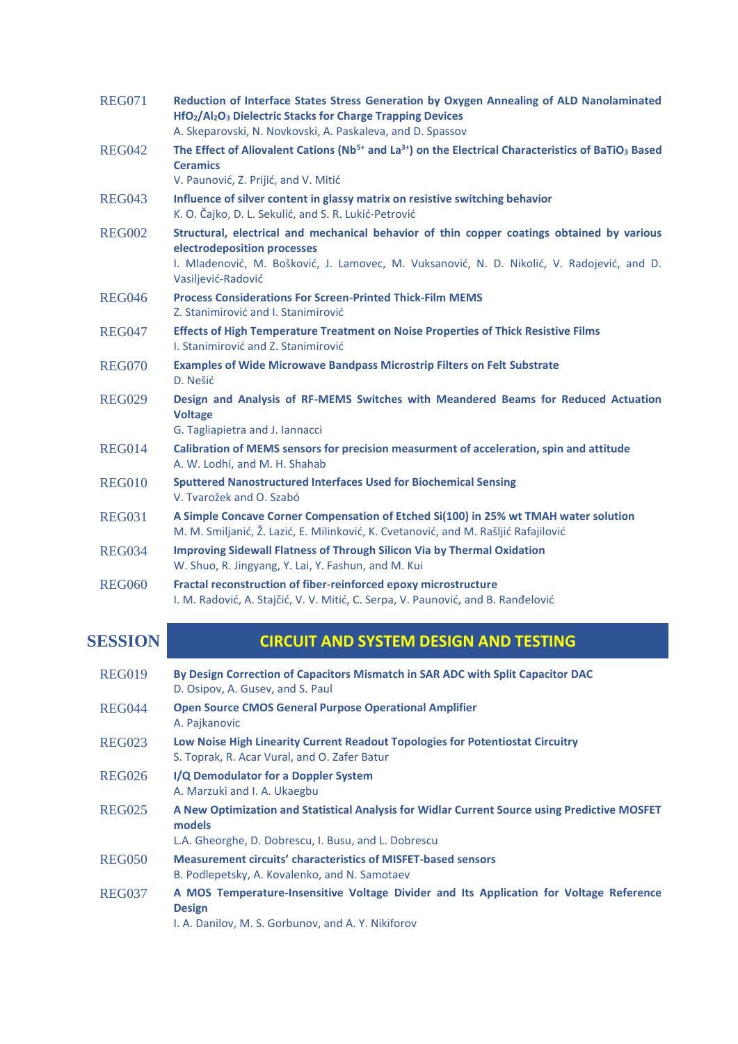REG071 **Reduction of Interface States Stress Generation by Oxygen Annealing of ALD Nanolaminated $HfO_2/Al_2O_3$ Dielectric Stacks for Charge Trapping Devices**
A. Skeparovski, N. Novkovski, A. Paskaleva, and D. Spassov

REG042 **The Effect of Aliovalent Cations ($Nb^{5+}$ and $La^{3+}$) on the Electrical Characteristics of $BaTiO_3$ Based Ceramics**
V. Paunović, Z. Prijić, and V. Mitić

REG043 **Influence of silver content in glassy matrix on resistive switching behavior**
K. O. Čajko, D. L. Sekulić, and S. R. Lukić-Petrović

REG002 **Structural, electrical and mechanical behavior of thin copper coatings obtained by various electrodeposition processes**
I. Mladenović, M. Bošković, J. Lamovec, M. Vuksanović, N. D. Nikolić, V. Radojević, and D. Vasiljević-Radović

REG046 **Process Considerations For Screen-Printed Thick-Film MEMS**
Z. Stanimirović and I. Stanimirović

REG047 **Effects of High Temperature Treatment on Noise Properties of Thick Resistive Films**
I. Stanimirović and Z. Stanimirović

REG070 **Examples of Wide Microwave Bandpass Microstrip Filters on Felt Substrate**
D. Nešić

REG029 **Design and Analysis of RF-MEMS Switches with Meandered Beams for Reduced Actuation Voltage**
G. Tagliapietra and J. Iannacci

REG014 **Calibration of MEMS sensors for precision measurment of acceleration, spin and attitude**
A. W. Lodhi, and M. H. Shahab

REG010 **Sputtered Nanostructured Interfaces Used for Biochemical Sensing**
V. Tvarožek and O. Szabó

REG031 **A Simple Concave Corner Compensation of Etched Si(100) in 25% wt TMAH water solution**
M. M. Smiljanić, Ž. Lazić, E. Milinković, K. Cvetanović, and M. Rašljić Rafajilović

REG034 **Improving Sidewall Flatness of Through Silicon Via by Thermal Oxidation**
W. Shuo, R. Jingyang, Y. Lai, Y. Fashun, and M. Kui

REG060 **Fractal reconstruction of fiber-reinforced epoxy microstructure**
I. M. Radović, A. Stajčić, V. V. Mitić, C. Serpa, V. Paunović, and B. Ranđelović

## SESSION CIRCUIT AND SYSTEM DESIGN AND TESTING

REG019 **By Design Correction of Capacitors Mismatch in SAR ADC with Split Capacitor DAC**
D. Osipov, A. Gusev, and S. Paul

REG044 **Open Source CMOS General Purpose Operational Amplifier**
A. Pajkanovic

REG023 **Low Noise High Linearity Current Readout Topologies for Potentiostat Circuitry**
S. Toprak, R. Acar Vural, and O. Zafer Batur

REG026 **I/Q Demodulator for a Doppler System**
A. Marzuki and I. A. Ukaegbu

REG025 **A New Optimization and Statistical Analysis for Widlar Current Source using Predictive MOSFET models**
L.A. Gheorghe, D. Dobrescu, I. Busu, and L. Dobrescu

REG050 **Measurement circuits' characteristics of MISFET-based sensors**
B. Podlepetsky, A. Kovalenko, and N. Samotaev

REG037 **A MOS Temperature-Insensitive Voltage Divider and Its Application for Voltage Reference Design**
I. A. Danilov, M. S. Gorbunov, and A. Y. Nikiforov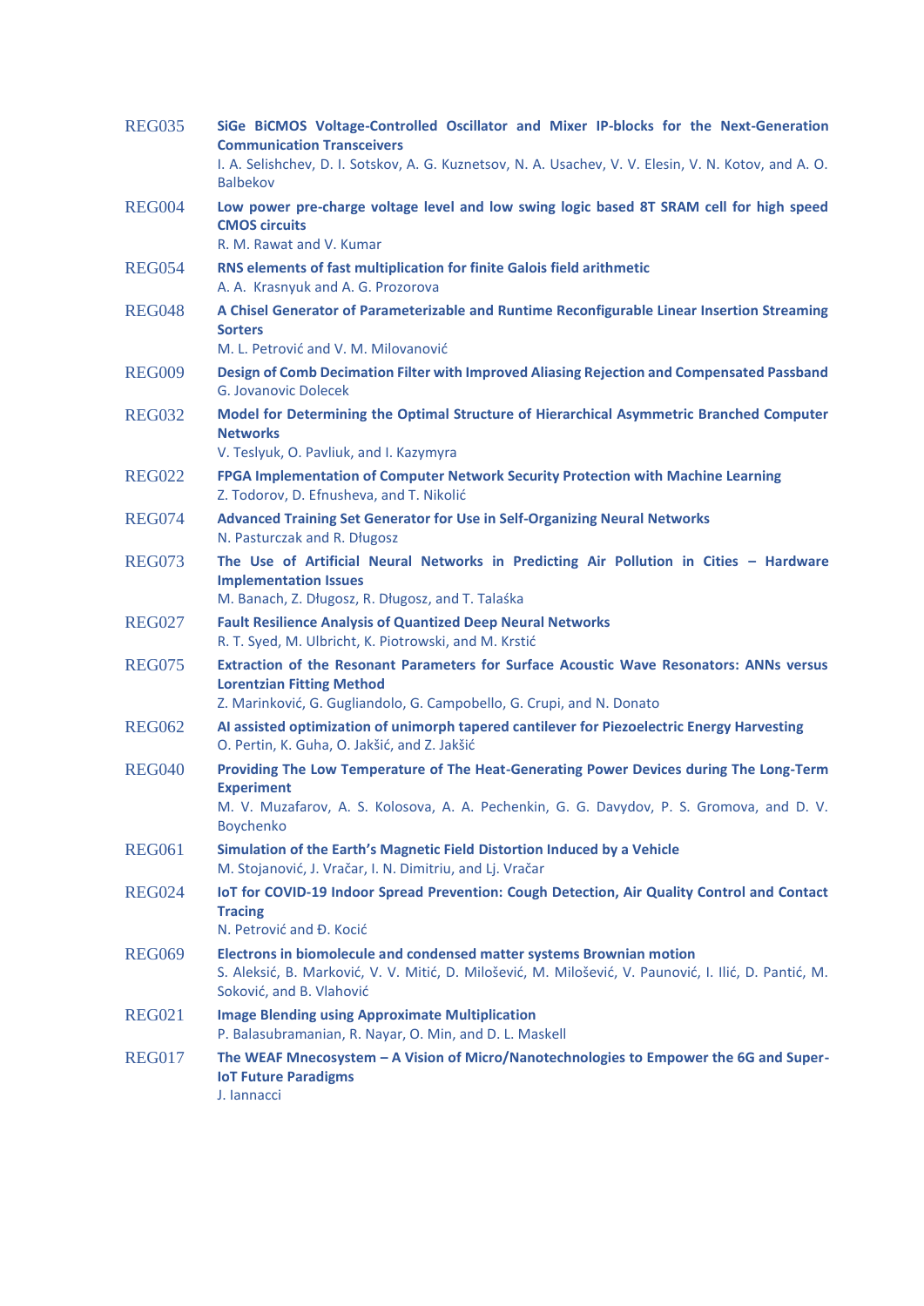REG035 **SiGe BiCMOS Voltage-Controlled Oscillator and Mixer IP-blocks for the Next-Generation Communication Transceivers**
I. A. Selishchev, D. I. Sotskov, A. G. Kuznetsov, N. A. Usachev, V. V. Elesin, V. N. Kotov, and A. O. Balbekov

REG004 **Low power pre-charge voltage level and low swing logic based 8T SRAM cell for high speed CMOS circuits**
R. M. Rawat and V. Kumar

REG054 **RNS elements of fast multiplication for finite Galois field arithmetic**
A. A. Krasnyuk and A. G. Prozorova

REG048 **A Chisel Generator of Parameterizable and Runtime Reconfigurable Linear Insertion Streaming Sorters**
M. L. Petrović and V. M. Milovanović

REG009 **Design of Comb Decimation Filter with Improved Aliasing Rejection and Compensated Passband**
G. Jovanovic Dolecek

REG032 **Model for Determining the Optimal Structure of Hierarchical Asymmetric Branched Computer Networks**
V. Teslyuk, O. Pavliuk, and I. Kazymyra

REG022 **FPGA Implementation of Computer Network Security Protection with Machine Learning**
Z. Todorov, D. Efnusheva, and T. Nikolić

REG074 **Advanced Training Set Generator for Use in Self-Organizing Neural Networks**
N. Pasturczak and R. Długosz

REG073 **The Use of Artificial Neural Networks in Predicting Air Pollution in Cities – Hardware Implementation Issues**
M. Banach, Z. Długosz, R. Długosz, and T. Talaśka

REG027 **Fault Resilience Analysis of Quantized Deep Neural Networks**
R. T. Syed, M. Ulbricht, K. Piotrowski, and M. Krstić

REG075 **Extraction of the Resonant Parameters for Surface Acoustic Wave Resonators: ANNs versus Lorentzian Fitting Method**
Z. Marinković, G. Gugliandolo, G. Campobello, G. Crupi, and N. Donato

REG062 **AI assisted optimization of unimorph tapered cantilever for Piezoelectric Energy Harvesting**
O. Pertin, K. Guha, O. Jakšić, and Z. Jakšić

REG040 **Providing The Low Temperature of The Heat-Generating Power Devices during The Long-Term Experiment**
M. V. Muzafarov, A. S. Kolosova, A. A. Pechenkin, G. G. Davydov, P. S. Gromova, and D. V. Boychenko

REG061 **Simulation of the Earth's Magnetic Field Distortion Induced by a Vehicle**
M. Stojanović, J. Vračar, I. N. Dimitriu, and Lj. Vračar

REG024 **IoT for COVID-19 Indoor Spread Prevention: Cough Detection, Air Quality Control and Contact Tracing**
N. Petrović and Đ. Kocić

REG069 **Electrons in biomolecule and condensed matter systems Brownian motion**
S. Aleksić, B. Marković, V. V. Mitić, D. Milošević, M. Milošević, V. Paunović, I. Ilić, D. Pantić, M. Soković, and B. Vlahović

REG021 **Image Blending using Approximate Multiplication**
P. Balasubramanian, R. Nayar, O. Min, and D. L. Maskell

REG017 **The WEAF Mnecosystem – A Vision of Micro/Nanotechnologies to Empower the 6G and Super-IoT Future Paradigms**
J. Iannacci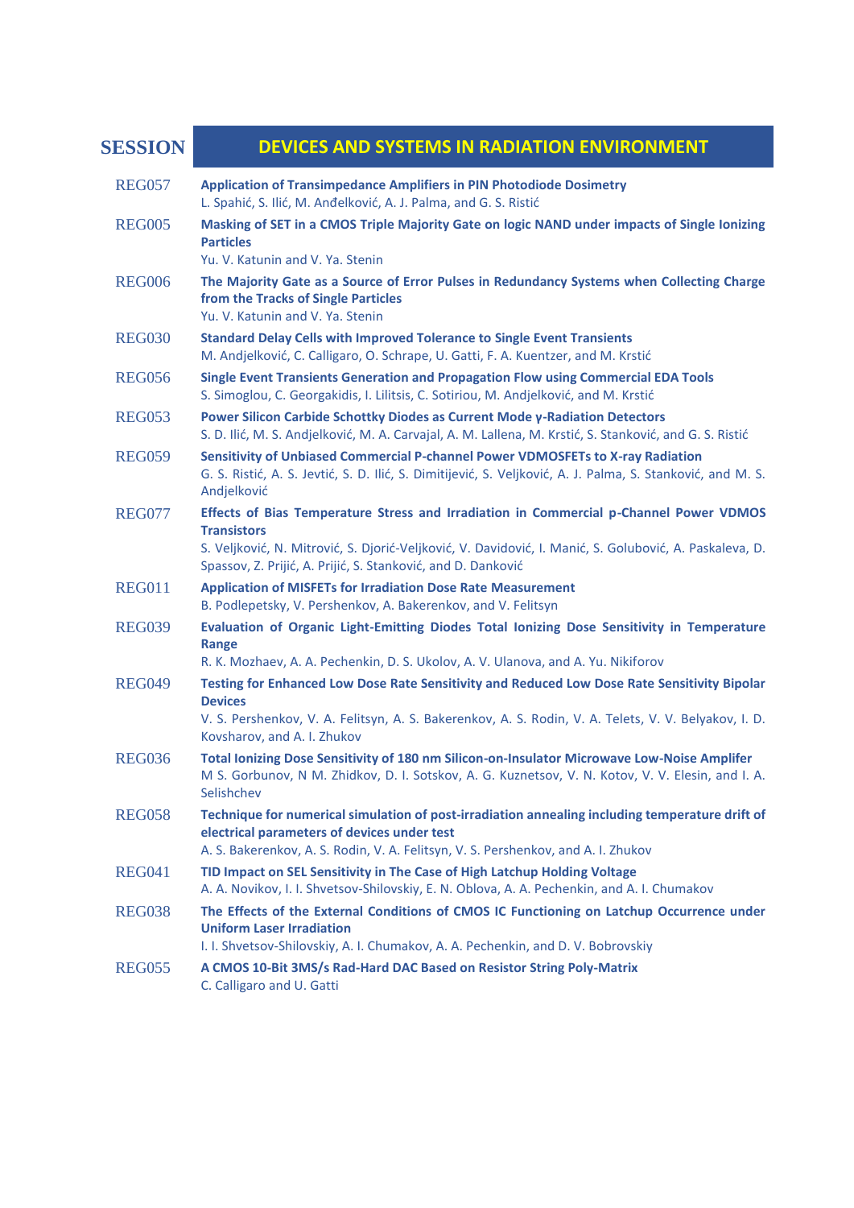## SESSION DEVICES AND SYSTEMS IN RADIATION ENVIRONMENT

REG057 **Application of Transimpedance Amplifiers in PIN Photodiode Dosimetry**
L. Spahić, S. Ilić, M. Anđelković, A. J. Palma, and G. S. Ristić

REG005 **Masking of SET in a CMOS Triple Majority Gate on logic NAND under impacts of Single Ionizing Particles**
Yu. V. Katunin and V. Ya. Stenin

REG006 **The Majority Gate as a Source of Error Pulses in Redundancy Systems when Collecting Charge from the Tracks of Single Particles**
Yu. V. Katunin and V. Ya. Stenin

REG030 **Standard Delay Cells with Improved Tolerance to Single Event Transients**
M. Andjelković, C. Calligaro, O. Schrape, U. Gatti, F. A. Kuentzer, and M. Krstić

REG056 **Single Event Transients Generation and Propagation Flow using Commercial EDA Tools**
S. Simoglou, C. Georgakidis, I. Lilitsis, C. Sotiriou, M. Andjelković, and M. Krstić

REG053 **Power Silicon Carbide Schottky Diodes as Current Mode γ-Radiation Detectors**
S. D. Ilić, M. S. Andjelković, M. A. Carvajal, A. M. Lallena, M. Krstić, S. Stanković, and G. S. Ristić

REG059 **Sensitivity of Unbiased Commercial P-channel Power VDMOSFETs to X-ray Radiation**
G. S. Ristić, A. S. Jevtić, S. D. Ilić, S. Dimitijević, S. Veljković, A. J. Palma, S. Stanković, and M. S. Andjelković

REG077 **Effects of Bias Temperature Stress and Irradiation in Commercial p-Channel Power VDMOS Transistors**
S. Veljković, N. Mitrović, S. Djorić-Veljković, V. Davidović, I. Manić, S. Golubović, A. Paskaleva, D. Spassov, Z. Prijić, A. Prijić, S. Stanković, and D. Danković

REG011 **Application of MISFETs for Irradiation Dose Rate Measurement**
B. Podlepetsky, V. Pershenkov, A. Bakerenkov, and V. Felitsyn

REG039 **Evaluation of Organic Light-Emitting Diodes Total Ionizing Dose Sensitivity in Temperature Range**
R. K. Mozhaev, A. A. Pechenkin, D. S. Ukolov, A. V. Ulanova, and A. Yu. Nikiforov

REG049 **Testing for Enhanced Low Dose Rate Sensitivity and Reduced Low Dose Rate Sensitivity Bipolar Devices**
V. S. Pershenkov, V. A. Felitsyn, A. S. Bakerenkov, A. S. Rodin, V. A. Telets, V. V. Belyakov, I. D. Kovsharov, and A. I. Zhukov

REG036 **Total Ionizing Dose Sensitivity of 180 nm Silicon-on-Insulator Microwave Low-Noise Amplifer**
M S. Gorbunov, N M. Zhidkov, D. I. Sotskov, A. G. Kuznetsov, V. N. Kotov, V. V. Elesin, and I. A. Selishchev

REG058 **Technique for numerical simulation of post-irradiation annealing including temperature drift of electrical parameters of devices under test**
A. S. Bakerenkov, A. S. Rodin, V. A. Felitsyn, V. S. Pershenkov, and A. I. Zhukov

REG041 **TID Impact on SEL Sensitivity in The Case of High Latchup Holding Voltage**
A. A. Novikov, I. I. Shvetsov-Shilovskiy, E. N. Oblova, A. A. Pechenkin, and A. I. Chumakov

REG038 **The Effects of the External Conditions of CMOS IC Functioning on Latchup Occurrence under Uniform Laser Irradiation**
I. I. Shvetsov-Shilovskiy, A. I. Chumakov, A. A. Pechenkin, and D. V. Bobrovskiy

REG055 **A CMOS 10-Bit 3MS/s Rad-Hard DAC Based on Resistor String Poly-Matrix**
C. Calligaro and U. Gatti